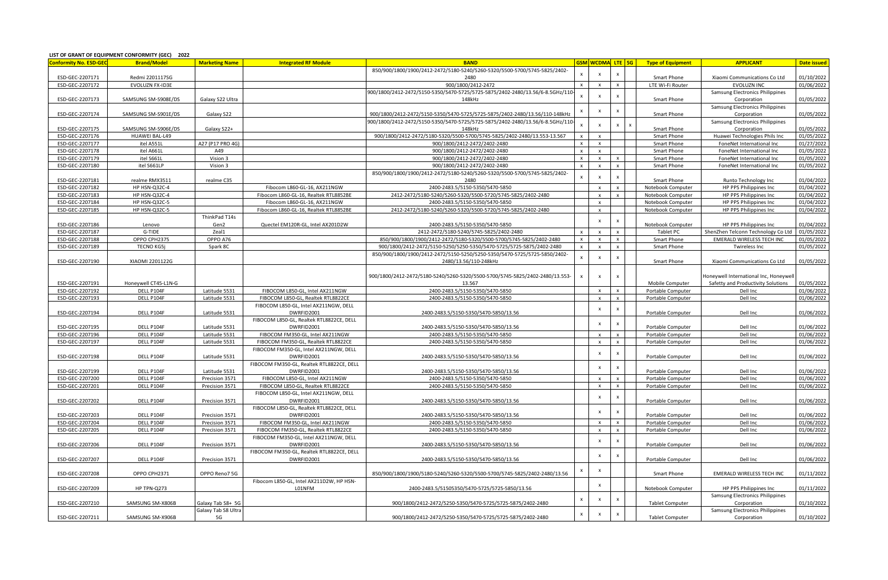**LIST OF GRANT OF EQUIPMENT CONFORMITY (GEC) 2022**

| Conformity No. ESD-GEC | Brand/Model | Marketing Name | Integrated RF Module | BAND | GSM | WCDMA | LTE | 5G | Type of Equipment | APPLICANT | Date issued |
|---|---|---|---|---|---|---|---|---|---|---|---|
| ESD-GEC-2207171 | Redmi 2201117SG | | | 850/900/1800/1900/2412-2472/5180-5240/5260-5320/5500-5700/5745-5825/2402-2480 | x | x | x | | Smart Phone | Xiaomi Communications Co Ltd | 01/10/2022 |
| ESD-GEC-2207172 | EVOLUZN FX-ID3E | | | 900/1800/2412-2472 | x | x | x | | LTE Wi-Fi Router | EVOLUZN INC | 01/06/2022 |
| ESD-GEC-2207173 | SAMSUNG SM-S908E/DS | Galaxy S22 Ultra | | 900/1800/2412-2472/5150-5350/5470-5725/5725-5875/2402-2480/13.56/6-8.5GHz/110-148kHz | x | x | x | | Smart Phone | Samsung Electronics Philippines Corporation | 01/05/2022 |
| ESD-GEC-2207174 | SAMSUNG SM-S901E/DS | Galaxy S22 | | 900/1800/2412-2472/5150-5350/5470-5725/5725-5875/2402-2480/13.56/110-148kHz | x | x | x | | Smart Phone | Samsung Electronics Philippines Corporation | 01/05/2022 |
| ESD-GEC-2207175 | SAMSUNG SM-S906E/DS | Galaxy S22+ | | 900/1800/2412-2472/5150-5350/5470-5725/5725-5875/2402-2480/13.56/6-8.5GHz/110-148kHz | x | x | x | x | Smart Phone | Samsung Electronics Philippines Corporation | 01/05/2022 |
| ESD-GEC-2207176 | HUAWEI BAL-L49 | | | 900/1800/2412-2472/5180-5320/5500-5700/5745-5825/2402-2480/13.553-13.567 | x | x | | | Smart Phone | Huawei Technologies Phils Inc | 01/05/2022 |
| ESD-GEC-2207177 | itel A551L | A27 (P17 PRO 4G) | | 900/1800/2412-2472/2402-2480 | x | x | | | Smart Phone | FoneNet International Inc | 01/27/2022 |
| ESD-GEC-2207178 | itel A661L | A49 | | 900/1800/2412-2472/2402-2480 | x | x | | | Smart Phone | FoneNet International Inc | 01/05/2022 |
| ESD-GEC-2207179 | itel S661L | Vision 3 | | 900/1800/2412-2472/2402-2480 | x | x | x | | Smart Phone | FoneNet International Inc | 01/05/2022 |
| ESD-GEC-2207180 | itel S661LP | Vision 3 | | 900/1800/2412-2472/2402-2480 | x | x | x | | Smart Phone | FoneNet International Inc | 01/05/2022 |
| ESD-GEC-2207181 | realme RMX3511 | realme C35 | | 850/900/1800/1900/2412-2472/5180-5240/5260-5320/5500-5700/5745-5825/2402-2480 | x | x | x | | Smart Phone | Runto Technology Inc | 01/04/2022 |
| ESD-GEC-2207182 | HP HSN-Q32C-4 | | Fibocom L860-GL-16, AX211NGW | 2400-2483.5/5150-5350/5470-5850 | | x | x | | Notebook Computer | HP PPS Philippines Inc | 01/04/2022 |
| ESD-GEC-2207183 | HP HSN-Q32C-4 | | Fibocom L860-GL-16, Realtek RTL8852BE | 2412-2472/5180-5240/5260-5320/5500-5720/5745-5825/2402-2480 | | x | x | | Notebook Computer | HP PPS Philippines Inc | 01/04/2022 |
| ESD-GEC-2207184 | HP HSN-Q32C-5 | | Fibocom L860-GL-16, AX211NGW | 2400-2483.5/5150-5350/5470-5850 | | x | | | Notebook Computer | HP PPS Philippines Inc | 01/04/2022 |
| ESD-GEC-2207185 | HP HSN-Q32C-5 | | Fibocom L860-GL-16, Realtek RTL8852BE | 2412-2472/5180-5240/5260-5320/5500-5720/5745-5825/2402-2480 | | x | | | Notebook Computer | HP PPS Philippines Inc | 01/04/2022 |
| ESD-GEC-2207186 | Lenovo | ThinkPad T14s Gen2 | Quectel EM120R-GL, Intel AX201D2W | 2400-2483.5/5150-5350/5470-5850 | | x | x | | Notebook Computer | HP PPS Philippines Inc | 01/04/2022 |
| ESD-GEC-2207187 | G-TIDE | Zeal1 | | 2412-2472/5180-5240/5745-5825/2402-2480 | x | x | x | | Tablet PC | ShenZhen Telconn Technology Co Ltd | 01/05/2022 |
| ESD-GEC-2207188 | OPPO CPH2375 | OPPO A76 | | 850/900/1800/1900/2412-2472/5180-5320/5500-5700/5745-5825/2402-2480 | x | x | x | | Smart Phone | EMERALD WIRELESS TECH INC | 01/05/2022 |
| ESD-GEC-2207189 | TECNO KG5j | Spark 8C | | 900/1800/2412-2472/5150-5250/5250-5350/5470-5725/5725-5875/2402-2480 | x | x | x | | Smart Phone | Twireless Inc | 01/05/2022 |
| ESD-GEC-2207190 | XIAOMI 2201122G | | | 850/900/1800/1900/2412-2472/5150-5250/5250-5350/5470-5725/5725-5850/2402-2480/13.56/110-248kHz | x | x | x | | Smart Phone | Xiaomi Communications Co Ltd | 01/05/2022 |
| ESD-GEC-2207191 | Honeywell CT45-L1N-G | | | 900/1800/2412-2472/5180-5240/5260-5320/5500-5700/5745-5825/2402-2480/13.553-13.567 | x | x | x | | Mobile Computer | Honeywell International Inc, Honeywell Safetty and Productivity Solutions | 01/05/2022 |
| ESD-GEC-2207192 | DELL P104F | Latitude 5531 | FIBOCOM L850-GL, Intel AX211NGW | 2400-2483.5/5150-5350/5470-5850 | | x | x | | Portable Computer | Dell Inc | 01/06/2022 |
| ESD-GEC-2207193 | DELL P104F | Latitude 5531 | FIBOCOM L850-GL, Realtek RTL8822CE | 2400-2483.5/5150-5350/5470-5850 | | x | x | | Portable Computer | Dell Inc | 01/06/2022 |
| ESD-GEC-2207194 | DELL P104F | Latitude 5531 | FIBOCOM L850-GL, Intel AX211NGW, DELL DWRFID2001 | 2400-2483.5/5150-5350/5470-5850/13.56 | | x | x | | Portable Computer | Dell Inc | 01/06/2022 |
| ESD-GEC-2207195 | DELL P104F | Latitude 5531 | FIBOCOM L850-GL, Realtek RTL8822CE, DELL DWRFID2001 | 2400-2483.5/5150-5350/5470-5850/13.56 | | x | x | | Portable Computer | Dell Inc | 01/06/2022 |
| ESD-GEC-2207196 | DELL P104F | Latitude 5531 | FIBOCOM FM350-GL, Intel AX211NGW | 2400-2483.5/5150-5350/5470-5850 | | x | x | | Portable Computer | Dell Inc | 01/06/2022 |
| ESD-GEC-2207197 | DELL P104F | Latitude 5531 | FIBOCOM FM350-GL, Realtek RTL8822CE | 2400-2483.5/5150-5350/5470-5850 | | x | x | | Portable Computer | Dell Inc | 01/06/2022 |
| ESD-GEC-2207198 | DELL P104F | Latitude 5531 | FIBOCOM FM350-GL, Intel AX211NGW, DELL DWRFID2001 | 2400-2483.5/5150-5350/5470-5850/13.56 | | x | x | | Portable Computer | Dell Inc | 01/06/2022 |
| ESD-GEC-2207199 | DELL P104F | Latitude 5531 | FIBOCOM FM350-GL, Realtek RTL8822CE, DELL DWRFID2001 | 2400-2483.5/5150-5350/5470-5850/13.56 | | x | x | | Portable Computer | Dell Inc | 01/06/2022 |
| ESD-GEC-2207200 | DELL P104F | Precision 3571 | FIBOCOM L850-GL, Intel AX211NGW | 2400-2483.5/5150-5350/5470-5850 | | x | x | | Portable Computer | Dell Inc | 01/06/2022 |
| ESD-GEC-2207201 | DELL P104F | Precision 3571 | FIBOCOM L850-GL, Realtek RTL8822CE | 2400-2483.5/5150-5350/5470-5850 | | x | x | | Portable Computer | Dell Inc | 01/06/2022 |
| ESD-GEC-2207202 | DELL P104F | Precision 3571 | FIBOCOM L850-GL, Intel AX211NGW, DELL DWRFID2001 | 2400-2483.5/5150-5350/5470-5850/13.56 | | x | x | | Portable Computer | Dell Inc | 01/06/2022 |
| ESD-GEC-2207203 | DELL P104F | Precision 3571 | FIBOCOM L850-GL, Realtek RTL8822CE, DELL DWRFID2001 | 2400-2483.5/5150-5350/5470-5850/13.56 | | x | x | | Portable Computer | Dell Inc | 01/06/2022 |
| ESD-GEC-2207204 | DELL P104F | Precision 3571 | FIBOCOM FM350-GL, Intel AX211NGW | 2400-2483.5/5150-5350/5470-5850 | | x | x | | Portable Computer | Dell Inc | 01/06/2022 |
| ESD-GEC-2207205 | DELL P104F | Precision 3571 | FIBOCOM FM350-GL, Realtek RTL8822CE | 2400-2483.5/5150-5350/5470-5850 | | x | x | | Portable Computer | Dell Inc | 01/06/2022 |
| ESD-GEC-2207206 | DELL P104F | Precision 3571 | FIBOCOM FM350-GL, Intel AX211NGW, DELL DWRFID2001 | 2400-2483.5/5150-5350/5470-5850/13.56 | | x | x | | Portable Computer | Dell Inc | 01/06/2022 |
| ESD-GEC-2207207 | DELL P104F | Precision 3571 | FIBOCOM FM350-GL, Realtek RTL8822CE, DELL DWRFID2001 | 2400-2483.5/5150-5350/5470-5850/13.56 | | x | x | | Portable Computer | Dell Inc | 01/06/2022 |
| ESD-GEC-2207208 | OPPO CPH2371 | OPPO Reno7 5G | | 850/900/1800/1900/5180-5240/5260-5320/5500-5700/5745-5825/2402-2480/13.56 | x | x | | | Smart Phone | EMERALD WIRELESS TECH INC | 01/11/2022 |
| ESD-GEC-2207209 | HP TPN-Q273 | | Fibocom L850-GL, Intel AX211D2W, HP HSN-L01NFM | 2400-2483.5/51505350/5470-5725/5725-5850/13.56 | | x | | | Notebook Computer | HP PPS Philippines Inc | 01/11/2022 |
| ESD-GEC-2207210 | SAMSUNG SM-X806B | Galaxy Tab S8+ 5G | | 900/1800/2412-2472/5250-5350/5470-5725/5725-5875/2402-2480 | x | x | x | | Tablet Computer | Samsung Electronics Philippines Corporation | 01/10/2022 |
| ESD-GEC-2207211 | SAMSUNG SM-X906B | Galaxy Tab S8 Ultra 5G | | 900/1800/2412-2472/5250-5350/5470-5725/5725-5875/2402-2480 | x | x | x | | Tablet Computer | Samsung Electronics Philippines Corporation | 01/10/2022 |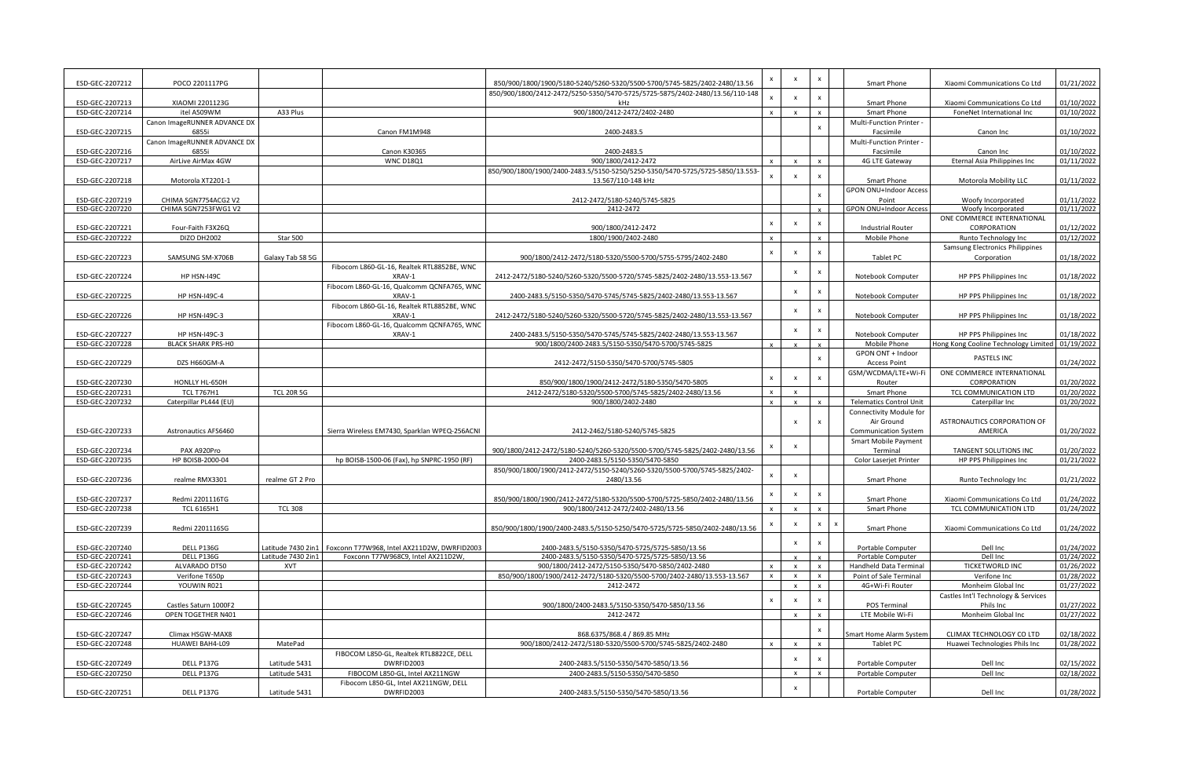| | | | | | | | | | | | |
|---|---|---|---|---|---|---|---|---|---|---|---|
| ESD-GEC-2207212 | POCO 2201117PG | | | 850/900/1800/1900/5180-5240/5260-5320/5500-5700/5745-5825/2402-2480/13.56 | x | x | x | | Smart Phone | Xiaomi Communications Co Ltd | 01/21/2022 |
| ESD-GEC-2207213 | XIAOMI 2201123G | | | 850/900/1800/2412-2472/5250-5350/5470-5725/5725-5875/2402-2480/13.56/110-148 kHz | x | x | x | | Smart Phone | Xiaomi Communications Co Ltd | 01/10/2022 |
| ESD-GEC-2207214 | itel A509WM | A33 Plus | | 900/1800/2412-2472/2402-2480 | x | x | x | | Smart Phone | FoneNet International Inc | 01/10/2022 |
| ESD-GEC-2207215 | Canon ImageRUNNER ADVANCE DX 6855i | | Canon FM1M948 | 2400-2483.5 | | | x | | Multi-Function Printer - Facsimile | Canon Inc | 01/10/2022 |
| ESD-GEC-2207216 | Canon ImageRUNNER ADVANCE DX 6855i | | Canon K30365 | 2400-2483.5 | | | | | Multi-Function Printer - Facsimile | Canon Inc | 01/10/2022 |
| ESD-GEC-2207217 | AirLive AirMax 4GW | | WNC D18Q1 | 900/1800/2412-2472 | x | x | x | | 4G LTE Gateway | Eternal Asia Philippines Inc | 01/11/2022 |
| ESD-GEC-2207218 | Motorola XT2201-1 | | | 850/900/1800/1900/2400-2483.5/5150-5250/5250-5350/5470-5725/5725-5850/13.553-13.567/110-148 kHz | x | x | x | | Smart Phone | Motorola Mobility LLC | 01/11/2022 |
| ESD-GEC-2207219 | CHIMA SGN7754ACG2 V2 | | | 2412-2472/5180-5240/5745-5825 | | | x | | GPON ONU+Indoor Access Point | Woofy Incorporated | 01/11/2022 |
| ESD-GEC-2207220 | CHIMA SGN7253FWG1 V2 | | | 2412-2472 | | | x | | GPON ONU+Indoor Access | Woofy Incorporated | 01/11/2022 |
| ESD-GEC-2207221 | Four-Faith F3X26Q | | | 900/1800/2412-2472 | x | x | x | | Industrial Router | ONE COMMERCE INTERNATIONAL CORPORATION | 01/12/2022 |
| ESD-GEC-2207222 | DIZO DH2002 | Star 500 | | 1800/1900/2402-2480 | x | | x | | Mobile Phone | Runto Technology Inc | 01/12/2022 |
| ESD-GEC-2207223 | SAMSUNG SM-X706B | Galaxy Tab S8 5G | | 900/1800/2412-2472/5180-5320/5500-5700/5755-5795/2402-2480 | x | x | x | | Tablet PC | Samsung Electronics Philippines Corporation | 01/18/2022 |
| ESD-GEC-2207224 | HP HSN-I49C | | Fibocom L860-GL-16, Realtek RTL8852BE, WNC XRAV-1 | 2412-2472/5180-5240/5260-5320/5500-5720/5745-5825/2402-2480/13.553-13.567 | | x | x | | Notebook Computer | HP PPS Philippines Inc | 01/18/2022 |
| ESD-GEC-2207225 | HP HSN-I49C-4 | | Fibocom L860-GL-16, Qualcomm QCNFA765, WNC XRAV-1 | 2400-2483.5/5150-5350/5470-5725/5745-5825/2402-2480/13.553-13.567 | | x | x | | Notebook Computer | HP PPS Philippines Inc | 01/18/2022 |
| ESD-GEC-2207226 | HP HSN-I49C-3 | | Fibocom L860-GL-16, Realtek RTL8852BE, WNC XRAV-1 | 2412-2472/5180-5240/5260-5320/5500-5720/5745-5825/2402-2480/13.553-13.567 | | x | x | | Notebook Computer | HP PPS Philippines Inc | 01/18/2022 |
| ESD-GEC-2207227 | HP HSN-I49C-3 | | Fibocom L860-GL-16, Qualcomm QCNFA765, WNC XRAV-1 | 2400-2483.5/5150-5350/5470-5725/5745-5825/2402-2480/13.553-13.567 | | x | x | | Notebook Computer | HP PPS Philippines Inc | 01/18/2022 |
| ESD-GEC-2207228 | BLACK SHARK PRS-H0 | | | 900/1800/2400-2483.5/5150-5350/5470-5700/5745-5825 | x | x | x | | Mobile Phone | Hong Kong Cooline Technology Limited | 01/19/2022 |
| ESD-GEC-2207229 | DZS H660GM-A | | | 2412-2472/5150-5350/5470-5700/5745-5805 | | | x | | GPON ONT + Indoor Access Point | PASTELS INC | 01/24/2022 |
| ESD-GEC-2207230 | HONLLY HL-650H | | | 850/900/1800/1900/2412-2472/5180-5350/5470-5805 | x | x | x | | GSM/WCDMA/LTE+Wi-Fi Router | ONE COMMERCE INTERNATIONAL CORPORATION | 01/20/2022 |
| ESD-GEC-2207231 | TCL T767H1 | TCL 20R 5G | | 2412-2472/5180-5320/5500-5700/5745-5825/2402-2480/13.56 | x | x | | | Smart Phone | TCL COMMUNICATION LTD | 01/20/2022 |
| ESD-GEC-2207232 | Caterpillar PL444 (EU) | | | 900/1800/2402-2480 | x | x | x | | Telematics Control Unit | Caterpillar Inc | 01/20/2022 |
| ESD-GEC-2207233 | Astronautics AFS6460 | | Sierra Wireless EM7430, Sparklan WPEQ-256ACNI | 2412-2462/5180-5240/5745-5825 | | x | x | | Connectivity Module for Air Ground Communication System | ASTRONAUTICS CORPORATION OF AMERICA | 01/20/2022 |
| ESD-GEC-2207234 | PAX A920Pro | | | 900/1800/2412-2472/5180-5240/5260-5320/5500-5700/5745-5825/2402-2480/13.56 | x | x | | | Smart Mobile Payment Terminal | TANGENT SOLUTIONS INC | 01/20/2022 |
| ESD-GEC-2207235 | HP BOISB-2000-04 | | hp BOISB-1500-06 (Fax), hp SNPRC-1950 (RF) | 2400-2483.5/5150-5350/5470-5850 | | | | | Color Laserjet Printer | HP PPS Philippines Inc | 01/21/2022 |
| ESD-GEC-2207236 | realme RMX3301 | realme GT 2 Pro | | 850/900/1800/1900/2412-2472/5150-5250/5260-5320/5500-5700/5745-5825/2402-2480/13.56 | x | x | | | Smart Phone | Runto Technology Inc | 01/21/2022 |
| ESD-GEC-2207237 | Redmi 2201116TG | | | 850/900/1800/1900/2412-2472/5180-5320/5500-5700/5725-5850/2402-2480/13.56 | x | x | x | | Smart Phone | Xiaomi Communications Co Ltd | 01/24/2022 |
| ESD-GEC-2207238 | TCL 6165H1 | TCL 308 | | 900/1800/2412-2472/2402-2480/13.56 | x | x | x | | Smart Phone | TCL COMMUNICATION LTD | 01/24/2022 |
| ESD-GEC-2207239 | Redmi 2201116SG | | | 850/900/1800/1900/2400-2483.5/5150-5250/5470-5725/5725-5850/2402-2480/13.56 | x | x | x | x | Smart Phone | Xiaomi Communications Co Ltd | 01/24/2022 |
| ESD-GEC-2207240 | DELL P136G | Latitude 7430 2in1 | Foxconn T77W968, Intel AX211D2W, DWRFID2003 | 2400-2483.5/5150-5350/5470-5725/5725-5850/13.56 | | x | x | | Portable Computer | Dell Inc | 01/24/2022 |
| ESD-GEC-2207241 | DELL P136G | Latitude 7430 2in1 | Foxconn T77W968C9, Intel AX211D2W, | 2400-2483.5/5150-5350/5470-5725/5725-5850/13.56 | | x | x | | Portable Computer | Dell Inc | 01/24/2022 |
| ESD-GEC-2207242 | ALVARADO DT50 | XVT | | 900/1800/2412-2472/5150-5350/5470-5850/2402-2480 | x | x | x | | Handheld Data Terminal | TICKETWORLD INC | 01/26/2022 |
| ESD-GEC-2207243 | Verifone T650p | | | 850/900/1800/1900/2412-2472/5180-5320/5500-5700/2402-2480/13.553-13.567 | x | x | x | | Point of Sale Terminal | Verifone Inc | 01/28/2022 |
| ESD-GEC-2207244 | YOUWIN R021 | | | 2412-2472 | | x | x | | 4G+Wi-Fi Router | Monheim Global Inc | 01/27/2022 |
| ESD-GEC-2207245 | Castles Saturn 1000F2 | | | 900/1800/2400-2483.5/5150-5350/5470-5850/13.56 | x | x | x | | POS Terminal | Castles Int'l Technology & Services Phils Inc | 01/27/2022 |
| ESD-GEC-2207246 | OPEN TOGETHER N401 | | | 2412-2472 | | x | x | | LTE Mobile Wi-Fi | Monheim Global Inc | 01/27/2022 |
| ESD-GEC-2207247 | Climax HSGW-MAX8 | | | 868.6375/868.4 / 869.85 MHz | | | x | | Smart Home Alarm System | CLIMAX TECHNOLOGY CO LTD | 02/18/2022 |
| ESD-GEC-2207248 | HUAWEI BAH4-L09 | MatePad | | 900/1800/2412-2472/5180-5320/5500-5700/5745-5825/2402-2480 | x | x | x | | Tablet PC | Huawei Technologies Phils Inc | 01/28/2022 |
| ESD-GEC-2207249 | DELL P137G | Latitude 5431 | FIBOCOM L850-GL, Realtek RTL8822CE, DELL DWRFID2003 | 2400-2483.5/5150-5350/5470-5850/13.56 | | x | x | | Portable Computer | Dell Inc | 02/15/2022 |
| ESD-GEC-2207250 | DELL P137G | Latitude 5431 | FIBOCOM L850-GL, Intel AX211NGW | 2400-2483.5/5150-5350/5470-5850 | | x | x | | Portable Computer | Dell Inc | 02/18/2022 |
| ESD-GEC-2207251 | DELL P137G | Latitude 5431 | Fibocom L850-GL, Intel AX211NGW, DELL DWRFID2003 | 2400-2483.5/5150-5350/5470-5850/13.56 | | x | | | Portable Computer | Dell Inc | 01/28/2022 |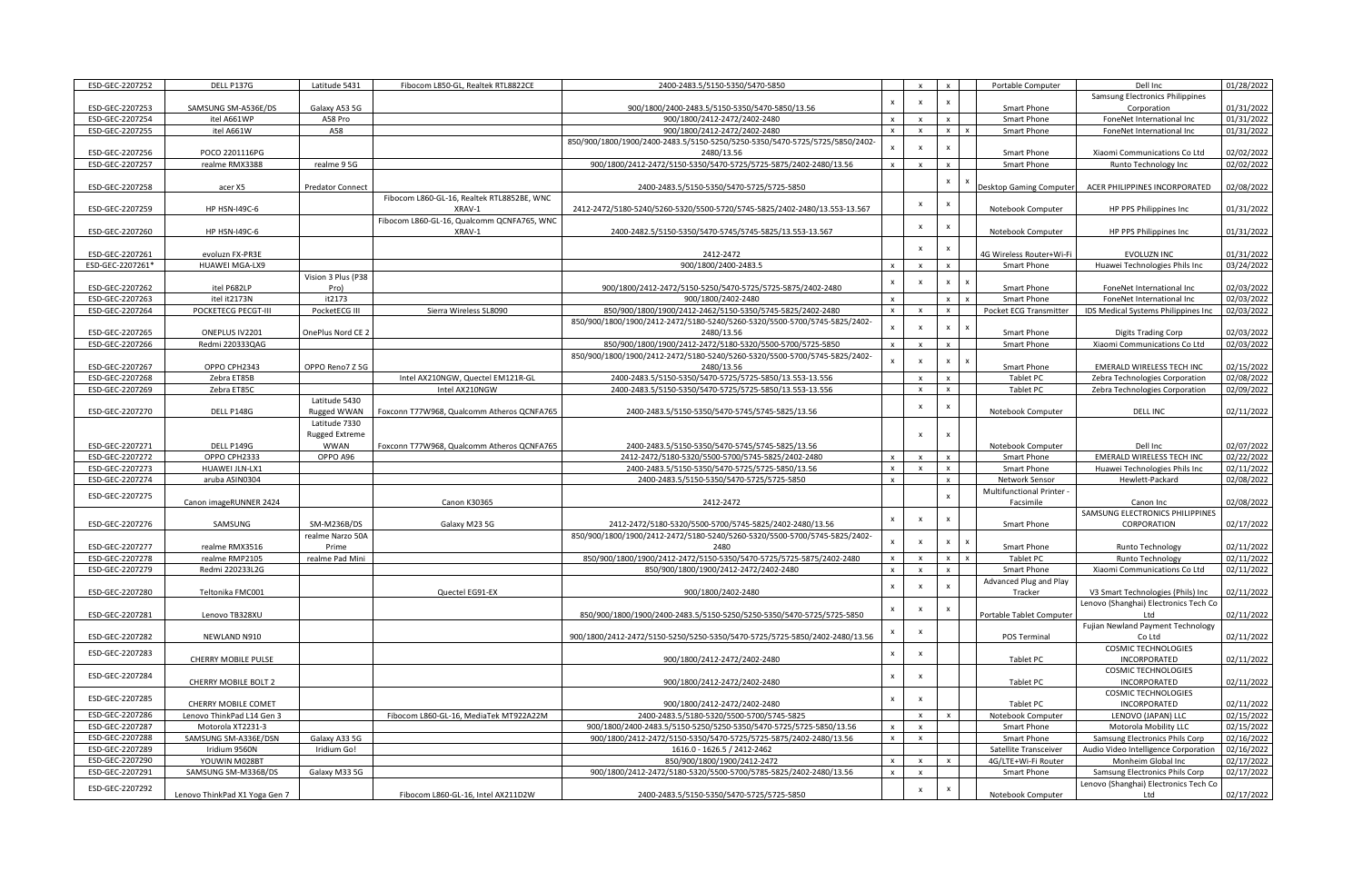| | | | | | | | | | | | |
|---|---|---|---|---|---|---|---|---|---|---|---|
| ESD-GEC-2207252 | DELL P137G | Latitude 5431 | Fibocom L850-GL, Realtek RTL8822CE | 2400-2483.5/5150-5350/5470-5850 | | x | x | | Portable Computer | Dell Inc | 01/28/2022 |
| ESD-GEC-2207253 | SAMSUNG SM-A536E/DS | Galaxy A53 5G | | 900/1800/2400-2483.5/5150-5350/5470-5850/13.56 | x | x | x | | Smart Phone | Samsung Electronics Philippines Corporation | 01/31/2022 |
| ESD-GEC-2207254 | itel A661WP | A58 Pro | | 900/1800/2412-2472/2402-2480 | x | x | x | | Smart Phone | FoneNet International Inc | 01/31/2022 |
| ESD-GEC-2207255 | itel A661W | A58 | | 900/1800/2412-2472/2402-2480 | x | x | x | x | Smart Phone | FoneNet International Inc | 01/31/2022 |
| ESD-GEC-2207256 | POCO 2201116PG | | | 850/900/1800/1900/2400-2483.5/5150-5250/5250-5350/5470-5725/5725/5850/2402-2480/13.56 | x | x | x | | Smart Phone | Xiaomi Communications Co Ltd | 02/02/2022 |
| ESD-GEC-2207257 | realme RMX3388 | realme 9 5G | | 900/1800/2412-2472/5150-5350/5470-5725/5725-5875/2402-2480/13.56 | x | x | x | | Smart Phone | Runto Technology Inc | 02/02/2022 |
| ESD-GEC-2207258 | acer X5 | Predator Connect | | 2400-2483.5/5150-5350/5470-5725/5725-5850 | | | x | x | Desktop Gaming Computer | ACER PHILIPPINES INCORPORATED | 02/08/2022 |
| ESD-GEC-2207259 | HP HSN-I49C-6 | | Fibocom L860-GL-16, Realtek RTL8852BE, WNC XRAV-1 | 2412-2472/5180-5240/5260-5320/5500-5720/5745-5825/2402-2480/13.553-13.567 | | x | x | | Notebook Computer | HP PPS Philippines Inc | 01/31/2022 |
| ESD-GEC-2207260 | HP HSN-I49C-6 | | Fibocom L860-GL-16, Qualcomm QCNFA765, WNC XRAV-1 | 2400-2482.5/5150-5350/5470-5745/5745-5825/13.553-13.567 | | x | x | | Notebook Computer | HP PPS Philippines Inc | 01/31/2022 |
| ESD-GEC-2207261 | evoluzn FX-PR3E | | | 2412-2472 | | x | x | | 4G Wireless Router+Wi-Fi | EVOLUZN INC | 01/31/2022 |
| ESD-GEC-2207261* | HUAWEI MGA-LX9 | | | 900/1800/2400-2483.5 | x | x | x | | Smart Phone | Huawei Technologies Phils Inc | 03/24/2022 |
| ESD-GEC-2207262 | itel P682LP | Vision 3 Plus (P38 Pro) | | 900/1800/2412-2472/5150-5250/5470-5725/5725-5875/2402-2480 | x | x | x | x | Smart Phone | FoneNet International Inc | 02/03/2022 |
| ESD-GEC-2207263 | itel it2173N | it2173 | | 900/1800/2402-2480 | x | | x | x | Smart Phone | FoneNet International Inc | 02/03/2022 |
| ESD-GEC-2207264 | POCKETECG PECGT-III | PocketECG III | Sierra Wireless SL8090 | 850/900/1800/1900/2412-2462/5150-5350/5745-5825/2402-2480 | x | x | x | | Pocket ECG Transmitter | IDS Medical Systems Philippines Inc | 02/03/2022 |
| ESD-GEC-2207265 | ONEPLUS IV2201 | OnePlus Nord CE 2 | | 850/900/1800/1900/2412-2472/5180-5240/5260-5320/5500-5700/5745-5825/2402-2480/13.56 | x | x | x | x | Smart Phone | Digits Trading Corp | 02/03/2022 |
| ESD-GEC-2207266 | Redmi 220333QAG | | | 850/900/1800/1900/2412-2472/5180-5320/5500-5700/5745-5850 | x | x | x | | Smart Phone | Xiaomi Communications Co Ltd | 02/03/2022 |
| ESD-GEC-2207267 | OPPO CPH2343 | OPPO Reno7 Z 5G | | 850/900/1800/1900/2412-2472/5180-5320/5500-5700/5745-5825/2402-2480/13.56 | x | x | x | | Smart Phone | EMERALD WIRELESS TECH INC | 02/15/2022 |
| ESD-GEC-2207268 | Zebra ET85B | | Intel AX210NGW, Quectel EM121R-GL | 2400-2483.5/5150-5350/5470-5725/5725-5850/13.553-13.556 | | x | x | | Tablet PC | Zebra Technologies Corporation | 02/08/2022 |
| ESD-GEC-2207269 | Zebra ET85C | | Intel AX210NGW | 2400-2483.5/5150-5350/5470-5725/5725-5850/13.553-13.556 | | x | x | | Tablet PC | Zebra Technologies Corporation | 02/09/2022 |
| ESD-GEC-2207270 | DELL P148G | Latitude 5430 Rugged WWAN | Foxconn T77W968, Qualcomm Atheros QCNFA765 | 2400-2483.5/5150-5350/5470-5745/5745-5825/13.56 | | x | x | | Notebook Computer | DELL INC | 02/11/2022 |
| ESD-GEC-2207271 | DELL P149G | Latitude 7330 Rugged Extreme WWAN | Foxconn T77W968, Qualcomm Atheros QCNFA765 | 2400-2483.5/5150-5350/5470-5745/5745-5825/13.56 | | x | x | | Notebook Computer | Dell Inc | 02/07/2022 |
| ESD-GEC-2207272 | OPPO CPH2333 | OPPO A96 | | 2412-2472/5180-5320/5500-5700/5745-5825/2402-2480 | x | x | x | | Smart Phone | EMERALD WIRELESS TECH INC | 02/22/2022 |
| ESD-GEC-2207273 | HUAWEI JLN-LX1 | | | 2400-2483.5/5150-5350/5470-5725/5725-5850/13.56 | x | x | x | | Smart Phone | Huawei Technologies Phils Inc | 02/11/2022 |
| ESD-GEC-2207274 | aruba ASIN0304 | | | 2400-2483.5/5150-5350/5470-5725/5725-5850 | x | | x | | Network Sensor | Hewlett-Packard | 02/08/2022 |
| ESD-GEC-2207275 | Canon imageRUNNER 2424 | | Canon K30365 | 2412-2472 | | | x | | Multifunctional Printer - Facsimile | Canon Inc | 02/08/2022 |
| ESD-GEC-2207276 | SAMSUNG | SM-M236B/DS | Galaxy M23 5G | 2412-2472/5180-5320/5500-5700/5745-5825/2402-2480/13.56 | x | x | x | | Smart Phone | SAMSUNG ELECTRONICS PHILIPPINES CORPORATION | 02/17/2022 |
| ESD-GEC-2207277 | realme RMX3516 | realme Narzo 50A Prime | | 850/900/1800/1900/2412-2472/5180-5240/5260-5320/5500-5700/5745-5825/2402-2480 | x | x | x | x | Smart Phone | Runto Technology | 02/11/2022 |
| ESD-GEC-2207278 | realme RMP2105 | realme Pad Mini | | 850/900/1800/1900/2412-2472/5150-5350/5470-5725/5725-5875/2402-2480 | x | x | x | x | Tablet PC | Runto Technology | 02/11/2022 |
| ESD-GEC-2207279 | Redmi 220233L2G | | | 850/900/1800/1900/2412-2472/2402-2480 | x | x | x | | Smart Phone | Xiaomi Communications Co Ltd | 02/11/2022 |
| ESD-GEC-2207280 | Teltonika FMC001 | | Quectel EG91-EX | 850/900/1800/2402-2480 | x | x | x | | Advanced Plug and Play Tracker | V3 Smart Technologies (Phils) Inc | 02/11/2022 |
| ESD-GEC-2207281 | Lenovo TB328XU | | | 850/900/1800/1900/2400-2483.5/5150-5250/5250-5350/5470-5725/5725-5850 | x | x | x | | Portable Tablet Computer | Lenovo (Shanghai) Electronics Tech Co Ltd | 02/11/2022 |
| ESD-GEC-2207282 | NEWLAND N910 | | | 900/1800/2412-2472/5150-5250/5250-5350/5470-5725/5725-5850/2402-2480/13.56 | x | x | | | POS Terminal | Fujian Newland Payment Technology Co Ltd | 02/11/2022 |
| ESD-GEC-2207283 | CHERRY MOBILE PULSE | | | 900/1800/2412-2472/2402-2480 | x | x | | | Tablet PC | COSMIC TECHNOLOGIES INCORPORATED | 02/11/2022 |
| ESD-GEC-2207284 | CHERRY MOBILE BOLT 2 | | | 900/1800/2412-2472/2402-2480 | x | x | | | Tablet PC | COSMIC TECHNOLOGIES INCORPORATED | 02/11/2022 |
| ESD-GEC-2207285 | CHERRY MOBILE COMET | | | 900/1800/2412-2472/2402-2480 | x | x | | | Tablet PC | COSMIC TECHNOLOGIES INCORPORATED | 02/11/2022 |
| ESD-GEC-2207286 | Lenovo ThinkPad L14 Gen 3 | | Fibocom L860-GL-16, MediaTek MT922A22M | 2400-2483.5/5180-5320/5500-5700/5745-5825 | | x | x | | Notebook Computer | LENOVO (JAPAN) LLC | 02/15/2022 |
| ESD-GEC-2207287 | Motorola XT2231-3 | | | 900/1800/2400-2483.5/5150-5250/5250-5350/5470-5725/5725-5850/13.56 | x | x | | | Smart Phone | Motorola Mobility LLC | 02/15/2022 |
| ESD-GEC-2207288 | SAMSUNG SM-A336E/DSN | Galaxy A33 5G | | 900/1800/2412-2472/5150-5350/5470-5725/5725-5875/2402-2480/13.56 | x | x | | | Smart Phone | Samsung Electronics Phils Corp | 02/16/2022 |
| ESD-GEC-2207289 | Iridium 9560N | Iridium Go! | | 1616.0 - 1626.5 / 2412-2462 | | | | | Satellite Transceiver | Audio Video Intelligence Corporation | 02/16/2022 |
| ESD-GEC-2207290 | YOUWIN M028BT | | | 850/900/1800/1900/2412-2472 | x | x | x | | 4G/LTE+Wi-Fi Router | Monheim Global Inc | 02/17/2022 |
| ESD-GEC-2207291 | SAMSUNG SM-M336B/DS | Galaxy M33 5G | | 900/1800/2412-2472/5180-5320/5500-5700/5785-5825/2402-2480/13.56 | x | x | | | Smart Phone | Samsung Electronics Phils Corp | 02/17/2022 |
| ESD-GEC-2207292 | Lenovo ThinkPad X1 Yoga Gen 7 | | Fibocom L860-GL-16, Intel AX211D2W | 2400-2483.5/5150-5350/5470-5725/5725-5850 | | x | x | | Notebook Computer | Lenovo (Shanghai) Electronics Tech Co Ltd | 02/17/2022 |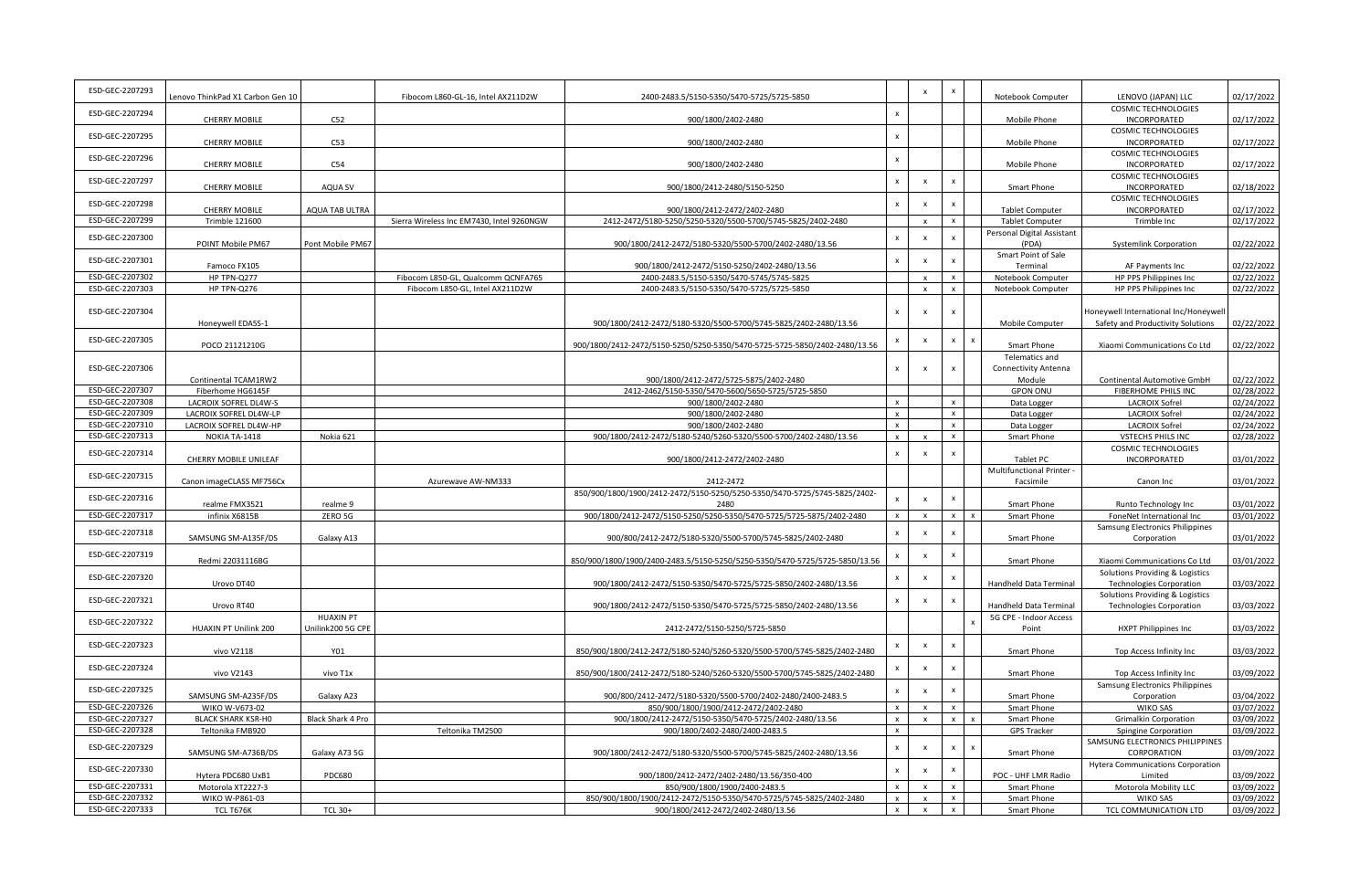| | | | | | | | | | | | |
|---|---|---|---|---|---|---|---|---|---|---|---|
| ESD-GEC-2207293 | Lenovo ThinkPad X1 Carbon Gen 10 | | Fibocom L860-GL-16, Intel AX211D2W | 2400-2483.5/5150-5350/5470-5725/5725-5850 | | x | x | | Notebook Computer | LENOVO (JAPAN) LLC | 02/17/2022 |
| ESD-GEC-2207294 | CHERRY MOBILE | C52 | | 900/1800/2402-2480 | x | | | | Mobile Phone | COSMIC TECHNOLOGIES INCORPORATED | 02/17/2022 |
| ESD-GEC-2207295 | CHERRY MOBILE | C53 | | 900/1800/2402-2480 | x | | | | Mobile Phone | COSMIC TECHNOLOGIES INCORPORATED | 02/17/2022 |
| ESD-GEC-2207296 | CHERRY MOBILE | C54 | | 900/1800/2402-2480 | x | | | | Mobile Phone | COSMIC TECHNOLOGIES INCORPORATED | 02/17/2022 |
| ESD-GEC-2207297 | CHERRY MOBILE | AQUA SV | | 900/1800/2412-2480/5150-5250 | x | x | x | | Smart Phone | COSMIC TECHNOLOGIES INCORPORATED | 02/18/2022 |
| ESD-GEC-2207298 | CHERRY MOBILE | AQUA TAB ULTRA | | 900/1800/2412-2472/2402-2480 | x | x | x | | Tablet Computer | COSMIC TECHNOLOGIES INCORPORATED | 02/17/2022 |
| ESD-GEC-2207299 | Trimble 121600 | | Sierra Wireless Inc EM7430, Intel 9260NGW | 2412-2472/5180-5250/5250-5320/5500-5700/5745-5825/2402-2480 | | x | x | | Tablet Computer | Trimble Inc | 02/17/2022 |
| ESD-GEC-2207300 | POINT Mobile PM67 | Pont Mobile PM67 | | 900/1800/2412-2472/5180-5320/5500-5700/2402-2480/13.56 | x | x | x | | Personal Digital Assistant (PDA) | Systemlink Corporation | 02/22/2022 |
| ESD-GEC-2207301 | Famoco FX105 | | | 900/1800/2412-2472/5150-5250/2402-2480/13.56 | x | x | x | | Smart Point of Sale Terminal | AF Payments Inc | 02/22/2022 |
| ESD-GEC-2207302 | HP TPN-Q277 | | Fibocom L850-GL, Qualcomm QCNFA765 | 2400-2483.5/5150-5350/5470-5745/5745-5825 | | x | x | | Notebook Computer | HP PPS Philippines Inc | 02/22/2022 |
| ESD-GEC-2207303 | HP TPN-Q276 | | Fibocom L850-GL, Intel AX211D2W | 2400-2483.5/5150-5350/5470-5725/5725-5850 | | x | x | | Notebook Computer | HP PPS Philippines Inc | 02/22/2022 |
| ESD-GEC-2207304 | Honeywell EDA5S-1 | | | 900/1800/2412-2472/5180-5320/5500-5700/5745-5825/2402-2480/13.56 | x | x | x | | Mobile Computer | Honeywell International Inc/Honeywell Safety and Productivity Solutions | 02/22/2022 |
| ESD-GEC-2207305 | POCO 21121210G | | | 900/1800/2412-2472/5150-5250/5250-5350/5470-5725-5725-5850/2402-2480/13.56 | x | x | x | x | Smart Phone | Xiaomi Communications Co Ltd | 02/22/2022 |
| ESD-GEC-2207306 | Continental TCAM1RW2 | | | 900/1800/2412-2472/5725-5875/2402-2480 | x | x | x | | Telematics and Connectivity Antenna Module | Continental Automotive GmbH | 02/22/2022 |
| ESD-GEC-2207307 | Fiberhome HG6145F | | | 2412-2462/5150-5350/5470-5600/5650-5725/5725-5850 | | | | | GPON ONU | FIBERHOME PHILS INC | 02/28/2022 |
| ESD-GEC-2207308 | LACROIX SOFREL DL4W-S | | | 900/1800/2402-2480 | x | | x | | Data Logger | LACROIX Sofrel | 02/24/2022 |
| ESD-GEC-2207309 | LACROIX SOFREL DL4W-LP | | | 900/1800/2402-2480 | x | | x | | Data Logger | LACROIX Sofrel | 02/24/2022 |
| ESD-GEC-2207310 | LACROIX SOFREL DL4W-HP | | | 900/1800/2402-2480 | x | | x | | Data Logger | LACROIX Sofrel | 02/24/2022 |
| ESD-GEC-2207313 | NOKIA TA-1418 | Nokia 621 | | 900/1800/2412-2472/5180-5240/5260-5320/5500-5700/2402-2480/13.56 | x | x | x | | Smart Phone | VSTECHS PHILS INC | 02/28/2022 |
| ESD-GEC-2207314 | CHERRY MOBILE UNILEAF | | | 900/1800/2412-2472/2402-2480 | x | x | x | | Tablet PC | COSMIC TECHNOLOGIES INCORPORATED | 03/01/2022 |
| ESD-GEC-2207315 | Canon imageCLASS MF756Cx | | Azurewave AW-NM333 | 2412-2472 | | | | | Multifunctional Printer - Facsimile | Canon Inc | 03/01/2022 |
| ESD-GEC-2207316 | realme FMX3521 | realme 9 | | 850/900/1800/1900/2412-2472/5150-5250/5250-5350/5470-5725/5745-5825/2402-2480 | x | x | x | | Smart Phone | Runto Technology Inc | 03/01/2022 |
| ESD-GEC-2207317 | infinix X6815B | ZERO 5G | | 900/1800/2412-2472/5150-5250/5250-5350/5470-5725/5725-5875/2402-2480 | x | x | x | x | Smart Phone | FoneNet International Inc | 03/01/2022 |
| ESD-GEC-2207318 | SAMSUNG SM-A135F/DS | Galaxy A13 | | 900/800/2412-2472/5180-5320/5500-5700/5745-5825/2402-2480 | x | x | x | | Smart Phone | Samsung Electronics Philippines Corporation | 03/01/2022 |
| ESD-GEC-2207319 | Redmi 22031116BG | | | 850/900/1800/1900/2400-2483.5/5150-5250/5250-5350/5470-5725/5725-5850/13.56 | x | x | x | | Smart Phone | Xiaomi Communications Co Ltd | 03/01/2022 |
| ESD-GEC-2207320 | Urovo DT40 | | | 900/1800/2412-2472/5150-5350/5470-5725/5725-5850/2402-2480/13.56 | x | x | x | | Handheld Data Terminal | Solutions Providing & Logistics Technologies Corporation | 03/03/2022 |
| ESD-GEC-2207321 | Urovo RT40 | | | 900/1800/2412-2472/5150-5350/5470-5725/5725-5850/2402-2480/13.56 | x | x | x | | Handheld Data Terminal | Solutions Providing & Logistics Technologies Corporation | 03/03/2022 |
| ESD-GEC-2207322 | HUAXIN PT Unilink 200 | HUAXIN PT Unilink200 5G CPE | | 2412-2472/5150-5250/5725-5850 | | | | x | 5G CPE - Indoor Access Point | HXPT Philippines Inc | 03/03/2022 |
| ESD-GEC-2207323 | vivo V2118 | Y01 | | 850/900/1800/2412-2472/5180-5240/5260-5320/5500-5700/5745-5825/2402-2480 | x | x | x | | Smart Phone | Top Access Infinity Inc | 03/03/2022 |
| ESD-GEC-2207324 | vivo V2143 | vivo T1x | | 850/900/1800/2412-2472/5180-5240/5260-5320/5500-5700/5745-5825/2402-2480 | x | x | x | | Smart Phone | Top Access Infinity Inc | 03/09/2022 |
| ESD-GEC-2207325 | SAMSUNG SM-A235F/DS | Galaxy A23 | | 900/800/2412-2472/5180-5320/5500-5700/2402-2480/2400-2483.5 | x | x | x | | Smart Phone | Samsung Electronics Philippines Corporation | 03/04/2022 |
| ESD-GEC-2207326 | WIKO W-V673-02 | | | 850/900/1800/1900/2412-2472/2402-2480 | x | x | x | | Smart Phone | WIKO SAS | 03/07/2022 |
| ESD-GEC-2207327 | BLACK SHARK KSR-H0 | Black Shark 4 Pro | | 900/1800/2412-2472/5150-5350/5470-5725/5725-5850/2402-2480/13.56 | x | x | x | x | Smart Phone | Grimalkin Corporation | 03/09/2022 |
| ESD-GEC-2207328 | Teltonika FMB920 | | Teltonika TM2500 | 900/1800/2402-2480/2400-2483.5 | x | | | | GPS Tracker | Spingine Corporation | 03/09/2022 |
| ESD-GEC-2207329 | SAMSUNG SM-A736B/DS | Galaxy A73 5G | | 900/1800/2412-2472/5180-5320/5500-5700/5745-5825/2402-2480/13.56 | x | x | x | x | Smart Phone | SAMSUNG ELECTRONICS PHILIPPINES CORPORATION | 03/09/2022 |
| ESD-GEC-2207330 | Hytera PDC680 UxB1 | PDC680 | | 900/1800/2412-2472/2402-2480/13.56/350-400 | x | x | x | | POC - UHF LMR Radio | Hytera Communications Corporation Limited | 03/09/2022 |
| ESD-GEC-2207331 | Motorola XT2227-3 | | | 850/900/1800/1900/2400-2483.5 | x | x | x | | Smart Phone | Motorola Mobility LLC | 03/09/2022 |
| ESD-GEC-2207332 | WIKO W-P861-03 | | | 850/900/1800/1900/2412-2472/5150-5350/5470-5725/5745-5825/2402-2480 | x | x | x | | Smart Phone | WIKO SAS | 03/09/2022 |
| ESD-GEC-2207333 | TCL T676K | TCL 30+ | | 900/1800/2412-2472/2402-2480/13.56 | x | x | x | | Smart Phone | TCL COMMUNICATION LTD | 03/09/2022 |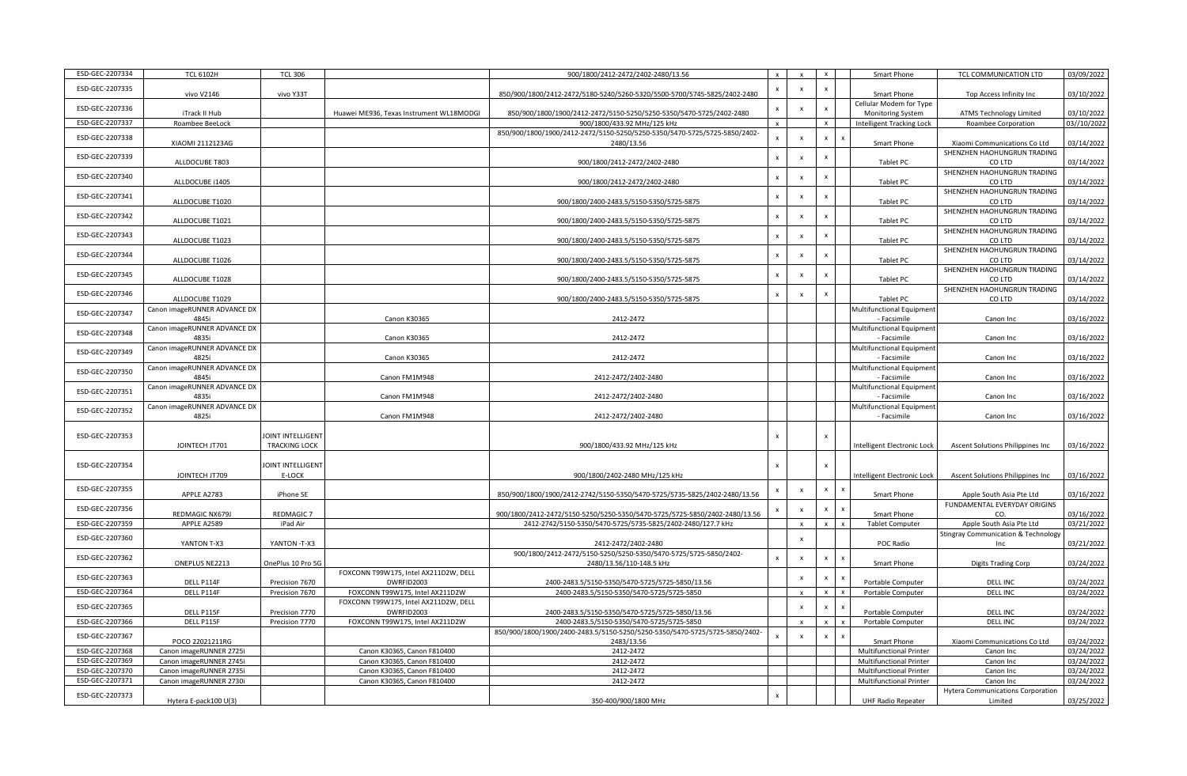| | | | | | | | | | | | |
|---|---|---|---|---|---|---|---|---|---|---|---|
| ESD-GEC-2207334 | TCL 6102H | TCL 306 | | 900/1800/2412-2472/2402-2480/13.56 | x | x | x | | Smart Phone | TCL COMMUNICATION LTD | 03/09/2022 |
| ESD-GEC-2207335 | vivo V2146 | vivo Y33T | | 850/900/1800/2412-2472/5180-5240/5260-5320/5500-5700/5745-5825/2402-2480 | x | x | x | | Smart Phone | Top Access Infinity Inc | 03/10/2022 |
| ESD-GEC-2207336 | iTrack II Hub | | Huawei ME936, Texas Instrument WL18MODGI | 850/900/1800/1900/2412-2472/5150-5250/5250-5350/5470-5725/2402-2480 | x | x | x | | Cellular Modem for Type Monitoring System | ATMS Technology Limited | 03/10/2022 |
| ESD-GEC-2207337 | Roambee BeeLock | | | 900/1800/433.92 MHz/125 kHz | x | | x | | Intelligent Tracking Lock | Roambee Corporation | 03//10/2022 |
| ESD-GEC-2207338 | XIAOMI 2112123AG | | | 850/900/1800/1900/2412-2472/5150-5250/5250-5350/5470-5725/5725-5850/2402-2480/13.56 | x | x | x | x | Smart Phone | Xiaomi Communications Co Ltd | 03/14/2022 |
| ESD-GEC-2207339 | ALLDOCUBE T803 | | | 900/1800/2412-2472/2402-2480 | x | x | x | | Tablet PC | SHENZHEN HAOHUNGRUN TRADING CO LTD | 03/14/2022 |
| ESD-GEC-2207340 | ALLDOCUBE i1405 | | | 900/1800/2412-2472/2402-2480 | x | x | x | | Tablet PC | SHENZHEN HAOHUNGRUN TRADING CO LTD | 03/14/2022 |
| ESD-GEC-2207341 | ALLDOCUBE T1020 | | | 900/1800/2400-2483.5/5150-5350/5725-5875 | x | x | x | | Tablet PC | SHENZHEN HAOHUNGRUN TRADING CO LTD | 03/14/2022 |
| ESD-GEC-2207342 | ALLDOCUBE T1021 | | | 900/1800/2400-2483.5/5150-5350/5725-5875 | x | x | x | | Tablet PC | SHENZHEN HAOHUNGRUN TRADING CO LTD | 03/14/2022 |
| ESD-GEC-2207343 | ALLDOCUBE T1023 | | | 900/1800/2400-2483.5/5150-5350/5725-5875 | x | x | x | | Tablet PC | SHENZHEN HAOHUNGRUN TRADING CO LTD | 03/14/2022 |
| ESD-GEC-2207344 | ALLDOCUBE T1026 | | | 900/1800/2400-2483.5/5150-5350/5725-5875 | x | x | x | | Tablet PC | SHENZHEN HAOHUNGRUN TRADING CO LTD | 03/14/2022 |
| ESD-GEC-2207345 | ALLDOCUBE T1028 | | | 900/1800/2400-2483.5/5150-5350/5725-5875 | x | x | x | | Tablet PC | SHENZHEN HAOHUNGRUN TRADING CO LTD | 03/14/2022 |
| ESD-GEC-2207346 | ALLDOCUBE T1029 | | | 900/1800/2400-2483.5/5150-5350/5725-5875 | x | x | x | | Tablet PC | SHENZHEN HAOHUNGRUN TRADING CO LTD | 03/14/2022 |
| ESD-GEC-2207347 | Canon imageRUNNER ADVANCE DX 4845i | | Canon K30365 | 2412-2472 | | | | | Multifunctional Equipment - Facsimile | Canon Inc | 03/16/2022 |
| ESD-GEC-2207348 | Canon imageRUNNER ADVANCE DX 4835i | | Canon K30365 | 2412-2472 | | | | | Multifunctional Equipment - Facsimile | Canon Inc | 03/16/2022 |
| ESD-GEC-2207349 | Canon imageRUNNER ADVANCE DX 4825i | | Canon K30365 | 2412-2472 | | | | | Multifunctional Equipment - Facsimile | Canon Inc | 03/16/2022 |
| ESD-GEC-2207350 | Canon imageRUNNER ADVANCE DX 4845i | | Canon FM1M948 | 2412-2472/2402-2480 | | | | | Multifunctional Equipment - Facsimile | Canon Inc | 03/16/2022 |
| ESD-GEC-2207351 | Canon imageRUNNER ADVANCE DX 4835i | | Canon FM1M948 | 2412-2472/2402-2480 | | | | | Multifunctional Equipment - Facsimile | Canon Inc | 03/16/2022 |
| ESD-GEC-2207352 | Canon imageRUNNER ADVANCE DX 4825i | | Canon FM1M948 | 2412-2472/2402-2480 | | | | | Multifunctional Equipment - Facsimile | Canon Inc | 03/16/2022 |
| ESD-GEC-2207353 | JOINTECH JT701 | JOINT INTELLIGENT TRACKING LOCK | | 900/1800/433.92 MHz/125 kHz | x | | x | | Intelligent Electronic Lock | Ascent Solutions Philippines Inc | 03/16/2022 |
| ESD-GEC-2207354 | JOINTECH JT709 | JOINT INTELLIGENT E-LOCK | | 900/1800/2402-2480 MHz/125 kHz | x | | x | | Intelligent Electronic Lock | Ascent Solutions Philippines Inc | 03/16/2022 |
| ESD-GEC-2207355 | APPLE A2783 | iPhone SE | | 850/900/1800/1900/2412-2742/5150-5350/5470-5725/5735-5825/2402-2480/13.56 | x | x | x | x | Smart Phone | Apple South Asia Pte Ltd | 03/16/2022 |
| ESD-GEC-2207356 | REDMAGIC NX679J | REDMAGIC 7 | | 900/1800/2412-2472/5150-5250/5250-5350/5470-5725/5725-5850/2402-2480/13.56 | x | x | x | x | Smart Phone | FUNDAMENTAL EVERYDAY ORIGINS CO. | 03/16/2022 |
| ESD-GEC-2207359 | APPLE A2589 | iPad Air | | 2412-2742/5150-5350/5470-5725/5735-5825/2402-2480/127.7 kHz | | x | x | x | Tablet Computer | Apple South Asia Pte Ltd | 03/21/2022 |
| ESD-GEC-2207360 | YANTON T-X3 | YANTON -T-X3 | | 2412-2472/2402-2480 | | x | | | POC Radio | Stingray Communication & Technology Inc | 03/21/2022 |
| ESD-GEC-2207362 | ONEPLUS NE2213 | OnePlus 10 Pro 5G | | 900/1800/2412-2472/5150-5250/5250-5350/5470-5725/5725-5850/2402-2480/13.56/110-148.5 kHz | x | x | x | x | Smart Phone | Digits Trading Corp | 03/24/2022 |
| ESD-GEC-2207363 | DELL P114F | Precision 7670 | FOXCONN T99W175, Intel AX211D2W, DELL DWRFID2003 | 2400-2483.5/5150-5350/5470-5725/5725-5850/13.56 | | x | x | x | Portable Computer | DELL INC | 03/24/2022 |
| ESD-GEC-2207364 | DELL P114F | Precision 7670 | FOXCONN T99W175, Intel AX211D2W | 2400-2483.5/5150-5350/5470-5725/5725-5850 | | x | x | x | Portable Computer | DELL INC | 03/24/2022 |
| ESD-GEC-2207365 | DELL P115F | Precision 7770 | FOXCONN T99W175, Intel AX211D2W, DELL DWRFID2003 | 2400-2483.5/5150-5350/5470-5725/5725-5850/13.56 | | x | x | x | Portable Computer | DELL INC | 03/24/2022 |
| ESD-GEC-2207366 | DELL P115F | Precision 7770 | FOXCONN T99W175, Intel AX211D2W | 2400-2483.5/5150-5350/5470-5725/5725-5850 | | x | x | x | Portable Computer | DELL INC | 03/24/2022 |
| ESD-GEC-2207367 | POCO 22021211RG | | | 850/900/1800/1900/2400-2483.5/5150-5250/5250-5350/5470-5725/5725-5850/2402-2483/13.56 | x | x | x | x | Smart Phone | Xiaomi Communications Co Ltd | 03/24/2022 |
| ESD-GEC-2207368 | Canon imageRUNNER 2725i | | Canon K30365, Canon F810400 | 2412-2472 | | | | | Multifunctional Printer | Canon Inc | 03/24/2022 |
| ESD-GEC-2207369 | Canon imageRUNNER 2745i | | Canon K30365, Canon F810400 | 2412-2472 | | | | | Multifunctional Printer | Canon Inc | 03/24/2022 |
| ESD-GEC-2207370 | Canon imageRUNNER 2735i | | Canon K30365, Canon F810400 | 2412-2472 | | | | | Multifunctional Printer | Canon Inc | 03/24/2022 |
| ESD-GEC-2207371 | Canon imageRUNNER 2730i | | Canon K30365, Canon F810400 | 2412-2472 | | | | | Multifunctional Printer | Canon Inc | 03/24/2022 |
| ESD-GEC-2207373 | Hytera E-pack100 U(3) | | | 350-400/900/1800 MHz | x | | | | UHF Radio Repeater | Hytera Communications Corporation Limited | 03/25/2022 |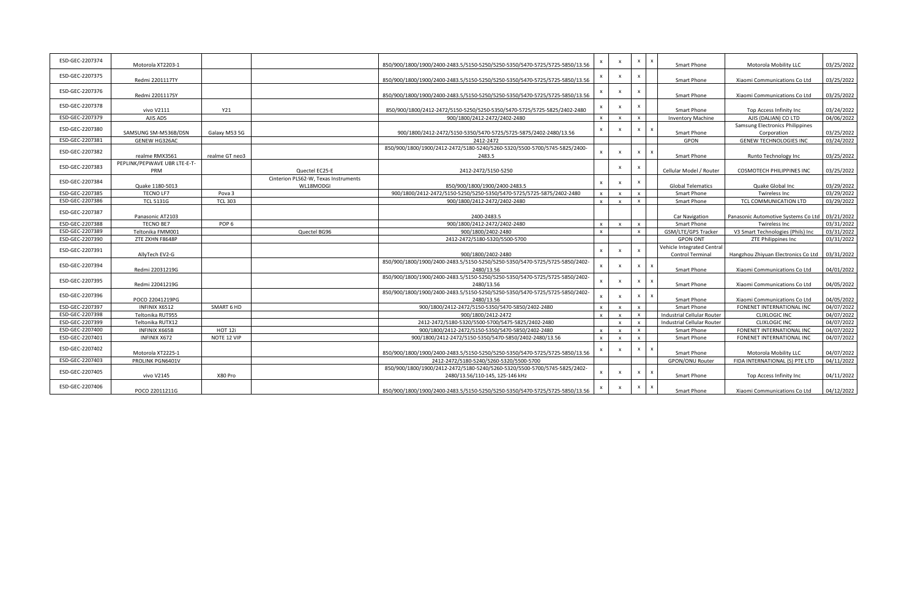| | | | | | | | | | | | |
|---|---|---|---|---|---|---|---|---|---|---|---|
| ESD-GEC-2207374 | Motorola XT2203-1 | | | 850/900/1800/1900/2400-2483.5/5150-5250/5250-5350/5470-5725/5725-5850/13.56 | x | x | x | x | Smart Phone | Motorola Mobility LLC | 03/25/2022 |
| ESD-GEC-2207375 | Redmi 2201117TY | | | 850/900/1800/1900/2400-2483.5/5150-5250/5250-5350/5470-5725/5725-5850/13.56 | x | x | x | | Smart Phone | Xiaomi Communications Co Ltd | 03/25/2022 |
| ESD-GEC-2207376 | Redmi 2201117SY | | | 850/900/1800/1900/2400-2483.5/5150-5250/5250-5350/5470-5725/5725-5850/13.56 | x | x | x | | Smart Phone | Xiaomi Communications Co Ltd | 03/25/2022 |
| ESD-GEC-2207378 | vivo V2111 | Y21 | | 850/900/1800/2412-2472/5150-5250/5250-5350/5470-5725/5725-5825/2402-2480 | x | x | x | | Smart Phone | Top Access Infinity Inc | 03/24/2022 |
| ESD-GEC-2207379 | AJIS AD5 | | | 900/1800/2412-2472/2402-2480 | x | x | x | | Inventory Machine | AJIS (DALIAN) CO LTD | 04/06/2022 |
| ESD-GEC-2207380 | SAMSUNG SM-M536B/DSN | Galaxy M53 5G | | 900/1800/2412-2472/5150-5350/5470-5725/5725-5875/2402-2480/13.56 | x | x | x | x | Smart Phone | Samsung Electronics Philippines Corporation | 03/25/2022 |
| ESD-GEC-2207381 | GENEW HG326AC | | | 2412-2472 | | | | | GPON | GENEW TECHNOLOGIES INC | 03/24/2022 |
| ESD-GEC-2207382 | realme RMX3561 | realme GT neo3 | | 850/900/1800/1900/2412-2472/5180-5240/5260-5320/5500-5700/5745-5825/2400-2483.5 | x | x | x | x | Smart Phone | Runto Technology Inc | 03/25/2022 |
| ESD-GEC-2207383 | PEPLINK/PEPWAVE UBR LTE-E-T-PRM | | Quectel EC25-E | 2412-2472/5150-5250 | | x | x | | Cellular Model / Router | COSMOTECH PHILIPPINES INC | 03/25/2022 |
| ESD-GEC-2207384 | Quake 1180-5013 | | Cinterion PLS62-W, Texas Instruments WL18MODGI | 850/900/1800/1900/2400-2483.5 | x | x | x | | Global Telematics | Quake Global Inc | 03/29/2022 |
| ESD-GEC-2207385 | TECNO LF7 | Pova 3 | | 900/1800/2412-2472/5150-5250/5250-5350/5470-5725/5725-5875/2402-2480 | x | x | x | | Smart Phone | Twireless Inc | 03/29/2022 |
| ESD-GEC-2207386 | TCL 5131G | TCL 303 | | 900/1800/2412-2472/2402-2480 | x | x | x | | Smart Phone | TCL COMMUNICATION LTD | 03/29/2022 |
| ESD-GEC-2207387 | Panasonic AT2103 | | | 2400-2483.5 | | | | | Car Navigation | Panasonic Automotive Systems Co Ltd | 03/21/2022 |
| ESD-GEC-2207388 | TECNO BE7 | POP 6 | | 900/1800/2412-2472/2402-2480 | x | x | x | | Smart Phone | Twireless Inc | 03/31/2022 |
| ESD-GEC-2207389 | Teltonika FMM001 | | Quectel BG96 | 900/1800/2402-2480 | x | | x | | GSM/LTE/GPS Tracker | V3 Smart Technologies (Phils) Inc | 03/31/2022 |
| ESD-GEC-2207390 | ZTE ZXHN F8648P | | | 2412-2472/5180-5320/5500-5700 | | | | | GPON ONT | ZTE Philippines Inc | 03/31/2022 |
| ESD-GEC-2207391 | AllyTech EV2-G | | | 900/1800/2402-2480 | x | x | x | | Vehicle Integrated Central Control Terminal | Hangzhou Zhiyuan Electronics Co Ltd | 03/31/2022 |
| ESD-GEC-2207394 | Redmi 22031219G | | | 850/900/1800/1900/2400-2483.5/5150-5250/5250-5350/5470-5725/5725-5850/2402-2480/13.56 | x | x | x | x | Smart Phone | Xiaomi Communications Co Ltd | 04/01/2022 |
| ESD-GEC-2207395 | Redmi 22041219G | | | 850/900/1800/1900/2400-2483.5/5150-5250/5250-5350/5470-5725/5725-5850/2402-2480/13.56 | x | x | x | x | Smart Phone | Xiaomi Communications Co Ltd | 04/05/2022 |
| ESD-GEC-2207396 | POCO 22041219PG | | | 850/900/1800/1900/2400-2483.5/5150-5250/5250-5350/5470-5725/5725-5850/2402-2480/13.56 | x | x | x | x | Smart Phone | Xiaomi Communications Co Ltd | 04/05/2022 |
| ESD-GEC-2207397 | INFINIX X6512 | SMART 6 HD | | 900/1800/2412-2472/5150-5350/5470-5850/2402-2480 | x | x | x | | Smart Phone | FONENET INTERNATIONAL INC | 04/07/2022 |
| ESD-GEC-2207398 | Teltonika RUT955 | | | 900/1800/2412-2472 | x | x | x | | Industrial Cellular Router | CLIXLOGIC INC | 04/07/2022 |
| ESD-GEC-2207399 | Teltonika RUTX12 | | | 2412-2472/5180-5320/5500-5700/5475-5825/2402-2480 | | x | x | | Industrial Cellular Router | CLIXLOGIC INC | 04/07/2022 |
| ESD-GEC-2207400 | INFINIX X665B | HOT 12i | | 900/1800/2412-2472/5150-5350/5470-5850/2402-2480 | x | x | x | | Smart Phone | FONENET INTERNATIONAL INC | 04/07/2022 |
| ESD-GEC-2207401 | INFINIX X672 | NOTE 12 VIP | | 900/1800/2412-2472/5150-5350/5470-5850/2402-2480/13.56 | x | x | x | | Smart Phone | FONENET INTERNATIONAL INC | 04/07/2022 |
| ESD-GEC-2207402 | Motorola XT2225-1 | | | 850/900/1800/1900/2400-2483.5/5150-5250/5250-5350/5470-5725/5725-5850/13.56 | x | x | x | x | Smart Phone | Motorola Mobility LLC | 04/07/2022 |
| ESD-GEC-2207403 | PROLINK PGN6401V | | | 2412-2472/5180-5240/5260-5320/5500-5700 | | | | | GPON/ONU Router | FIDA INTERNATIONAL (S) PTE LTD | 04/11/2022 |
| ESD-GEC-2207405 | vivo V2145 | X80 Pro | | 850/900/1800/1900/2412-2472/5180-5240/5260-5320/5500-5700/5745-5825/2402-2480/13.56/110-145, 125-146 kHz | x | x | x | x | Smart Phone | Top Access Infinity Inc | 04/11/2022 |
| ESD-GEC-2207406 | POCO 22011211G | | | 850/900/1800/1900/2400-2483.5/5150-5250/5250-5350/5470-5725/5725-5850/13.56 | x | x | x | x | Smart Phone | Xiaomi Communications Co Ltd | 04/12/2022 |